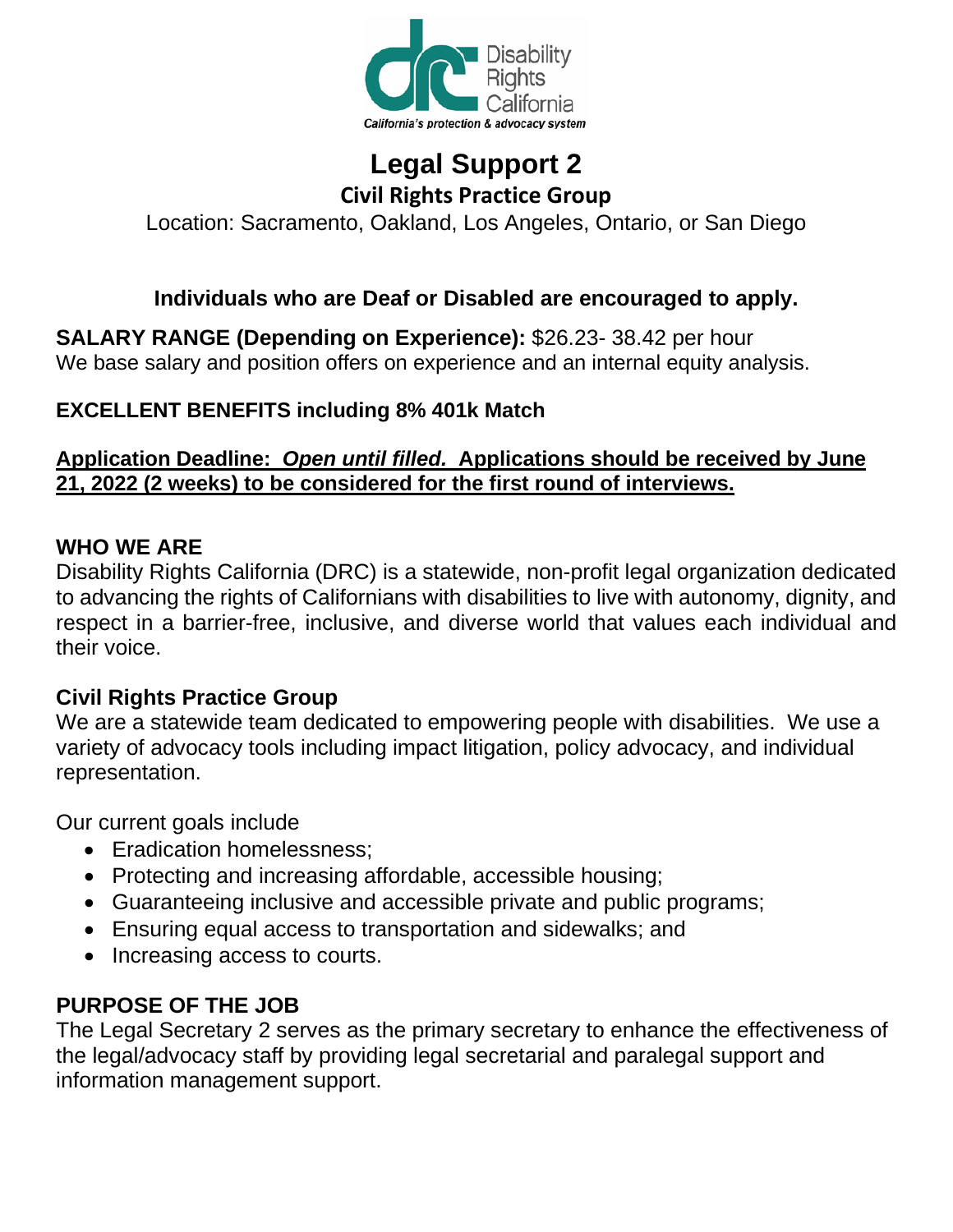Disability Rights California

California's protection & advocacy system

# Legal Support 2

## Civil Rights Practice Group

Location: Sacramento, Oakland, Los Angeles, Ontario, or San Diego

**Individuals who are Deaf or Disabled are encouraged to apply.**

**SALARY RANGE (Depending on Experience):** $26.23- 38.42 per hour
We base salary and position offers on experience and an internal equity analysis.

**EXCELLENT BENEFITS including 8% 401k Match**

**<u>Application Deadline: *Open until filled.* Applications should be received by June 21, 2022 (2 weeks) to be considered for the first round of interviews.</u>**

### WHO WE ARE

Disability Rights California (DRC) is a statewide, non-profit legal organization dedicated to advancing the rights of Californians with disabilities to live with autonomy, dignity, and respect in a barrier-free, inclusive, and diverse world that values each individual and their voice.

### Civil Rights Practice Group

We are a statewide team dedicated to empowering people with disabilities. We use a variety of advocacy tools including impact litigation, policy advocacy, and individual representation.

Our current goals include

- Eradication homelessness;
- Protecting and increasing affordable, accessible housing;
- Guaranteeing inclusive and accessible private and public programs;
- Ensuring equal access to transportation and sidewalks; and
- Increasing access to courts.

### PURPOSE OF THE JOB

The Legal Secretary 2 serves as the primary secretary to enhance the effectiveness of the legal/advocacy staff by providing legal secretarial and paralegal support and information management support.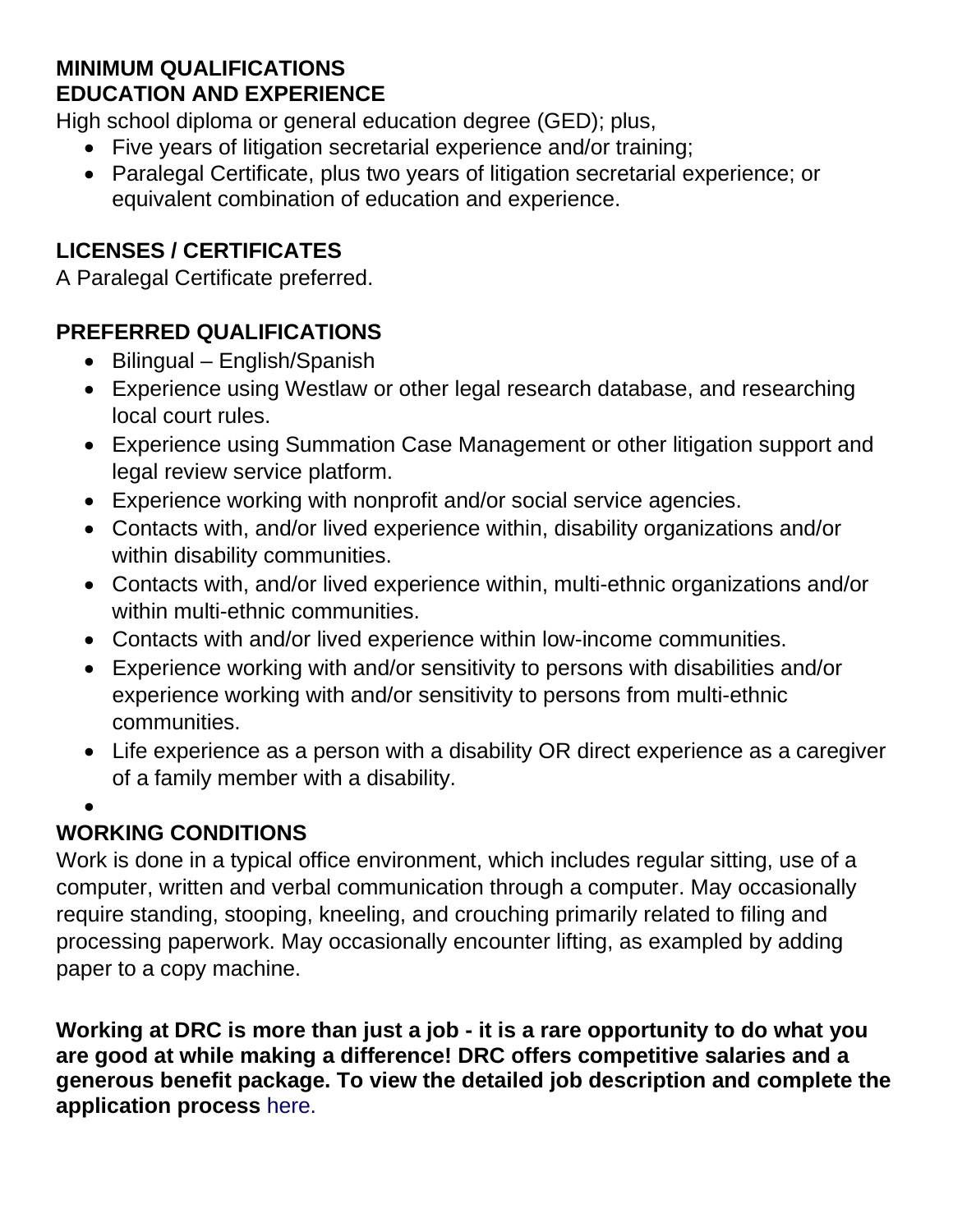**MINIMUM QUALIFICATIONS**
**EDUCATION AND EXPERIENCE**

High school diploma or general education degree (GED); plus,

- Five years of litigation secretarial experience and/or training;
- Paralegal Certificate, plus two years of litigation secretarial experience; or equivalent combination of education and experience.

**LICENSES / CERTIFICATES**

A Paralegal Certificate preferred.

**PREFERRED QUALIFICATIONS**

- Bilingual – English/Spanish
- Experience using Westlaw or other legal research database, and researching local court rules.
- Experience using Summation Case Management or other litigation support and legal review service platform.
- Experience working with nonprofit and/or social service agencies.
- Contacts with, and/or lived experience within, disability organizations and/or within disability communities.
- Contacts with, and/or lived experience within, multi-ethnic organizations and/or within multi-ethnic communities.
- Contacts with and/or lived experience within low-income communities.
- Experience working with and/or sensitivity to persons with disabilities and/or experience working with and/or sensitivity to persons from multi-ethnic communities.
- Life experience as a person with a disability OR direct experience as a caregiver of a family member with a disability.

**WORKING CONDITIONS**

Work is done in a typical office environment, which includes regular sitting, use of a computer, written and verbal communication through a computer. May occasionally require standing, stooping, kneeling, and crouching primarily related to filing and processing paperwork. May occasionally encounter lifting, as exampled by adding paper to a copy machine.

**Working at DRC is more than just a job - it is a rare opportunity to do what you are good at while making a difference! DRC offers competitive salaries and a generous benefit package. To view the detailed job description and complete the application process** here.